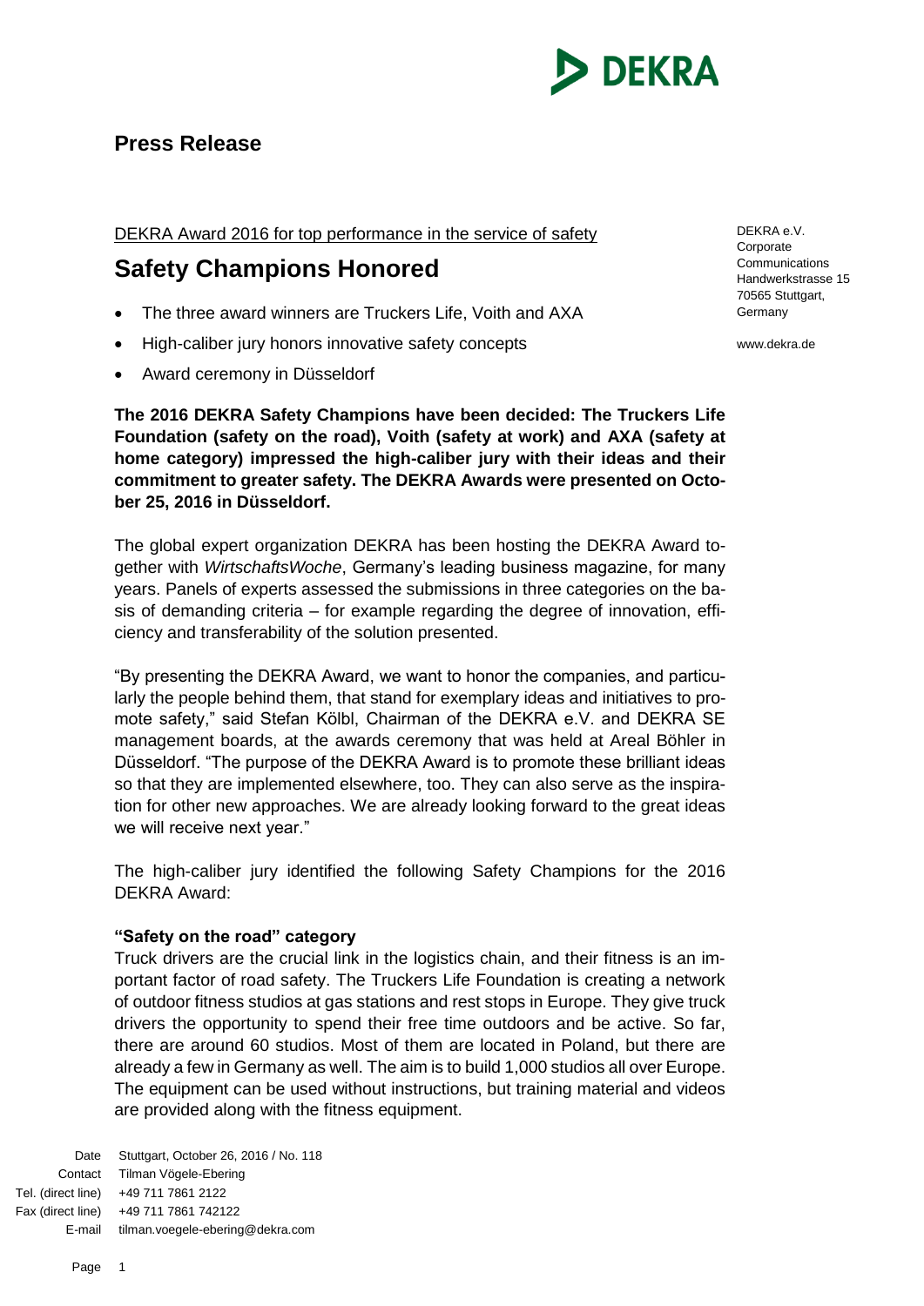**Press Release**

DEKRA e.V.
Corporate Communications
Handwerkstrasse 15
70565 Stuttgart, Germany

www.dekra.de

DEKRA Award 2016 for top performance in the service of safety

# Safety Champions Honored

- The three award winners are Truckers Life, Voith and AXA
- High-caliber jury honors innovative safety concepts
- Award ceremony in Düsseldorf

**The 2016 DEKRA Safety Champions have been decided: The Truckers Life Foundation (safety on the road), Voith (safety at work) and AXA (safety at home category) impressed the high-caliber jury with their ideas and their commitment to greater safety. The DEKRA Awards were presented on October 25, 2016 in Düsseldorf.**

The global expert organization DEKRA has been hosting the DEKRA Award together with *WirtschaftsWoche*, Germany's leading business magazine, for many years. Panels of experts assessed the submissions in three categories on the basis of demanding criteria – for example regarding the degree of innovation, efficiency and transferability of the solution presented.

"By presenting the DEKRA Award, we want to honor the companies, and particularly the people behind them, that stand for exemplary ideas and initiatives to promote safety," said Stefan Kölbl, Chairman of the DEKRA e.V. and DEKRA SE management boards, at the awards ceremony that was held at Areal Böhler in Düsseldorf. "The purpose of the DEKRA Award is to promote these brilliant ideas so that they are implemented elsewhere, too. They can also serve as the inspiration for other new approaches. We are already looking forward to the great ideas we will receive next year."

The high-caliber jury identified the following Safety Champions for the 2016 DEKRA Award:

**"Safety on the road" category**

Truck drivers are the crucial link in the logistics chain, and their fitness is an important factor of road safety. The Truckers Life Foundation is creating a network of outdoor fitness studios at gas stations and rest stops in Europe. They give truck drivers the opportunity to spend their free time outdoors and be active. So far, there are around 60 studios. Most of them are located in Poland, but there are already a few in Germany as well. The aim is to build 1,000 studios all over Europe. The equipment can be used without instructions, but training material and videos are provided along with the fitness equipment.

| | |
|---|---|
| Date | Stuttgart, October 26, 2016 / No. 118 |
| Contact | Tilman Vögele-Ebering |
| Tel. (direct line) | +49 711 7861 2122 |
| Fax (direct line) | +49 711 7861 742122 |
| E-mail | tilman.voegele-ebering@dekra.com |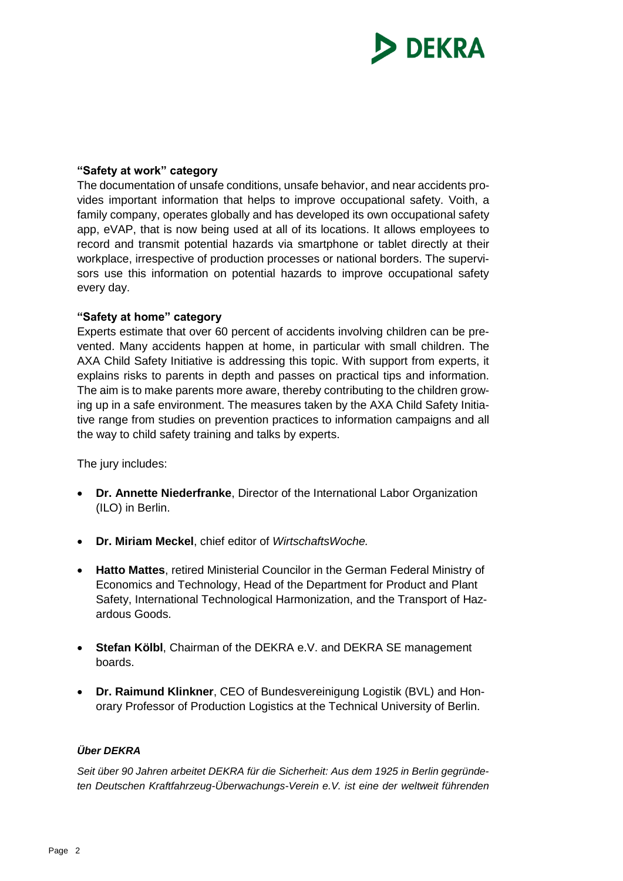**"Safety at work" category**

The documentation of unsafe conditions, unsafe behavior, and near accidents provides important information that helps to improve occupational safety. Voith, a family company, operates globally and has developed its own occupational safety app, eVAP, that is now being used at all of its locations. It allows employees to record and transmit potential hazards via smartphone or tablet directly at their workplace, irrespective of production processes or national borders. The supervisors use this information on potential hazards to improve occupational safety every day.

**"Safety at home" category**

Experts estimate that over 60 percent of accidents involving children can be prevented. Many accidents happen at home, in particular with small children. The AXA Child Safety Initiative is addressing this topic. With support from experts, it explains risks to parents in depth and passes on practical tips and information. The aim is to make parents more aware, thereby contributing to the children growing up in a safe environment. The measures taken by the AXA Child Safety Initiative range from studies on prevention practices to information campaigns and all the way to child safety training and talks by experts.

The jury includes:

- **Dr. Annette Niederfranke**, Director of the International Labor Organization (ILO) in Berlin.
- **Dr. Miriam Meckel**, chief editor of *WirtschaftsWoche.*
- **Hatto Mattes**, retired Ministerial Councilor in the German Federal Ministry of Economics and Technology, Head of the Department for Product and Plant Safety, International Technological Harmonization, and the Transport of Hazardous Goods.
- **Stefan Kölbl**, Chairman of the DEKRA e.V. and DEKRA SE management boards.
- **Dr. Raimund Klinkner**, CEO of Bundesvereinigung Logistik (BVL) and Honorary Professor of Production Logistics at the Technical University of Berlin.

***Über DEKRA***

*Seit über 90 Jahren arbeitet DEKRA für die Sicherheit: Aus dem 1925 in Berlin gegründeten Deutschen Kraftfahrzeug-Überwachungs-Verein e.V. ist eine der weltweit führenden*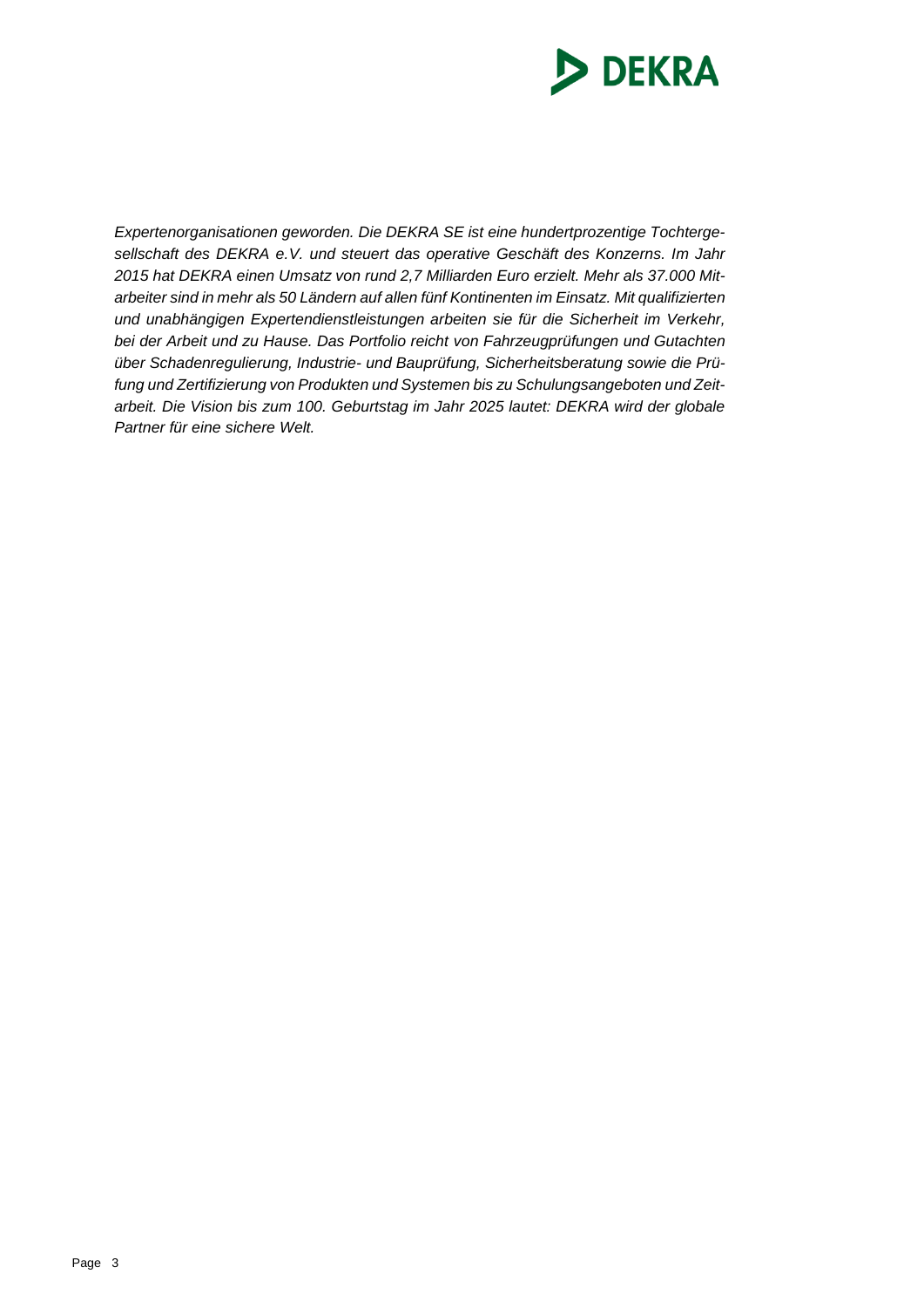*Expertenorganisationen geworden. Die DEKRA SE ist eine hundertprozentige Tochtergesellschaft des DEKRA e.V. und steuert das operative Geschäft des Konzerns. Im Jahr 2015 hat DEKRA einen Umsatz von rund 2,7 Milliarden Euro erzielt. Mehr als 37.000 Mitarbeiter sind in mehr als 50 Ländern auf allen fünf Kontinenten im Einsatz. Mit qualifizierten und unabhängigen Expertendienstleistungen arbeiten sie für die Sicherheit im Verkehr, bei der Arbeit und zu Hause. Das Portfolio reicht von Fahrzeugprüfungen und Gutachten über Schadenregulierung, Industrie- und Bauprüfung, Sicherheitsberatung sowie die Prüfung und Zertifizierung von Produkten und Systemen bis zu Schulungsangeboten und Zeitarbeit. Die Vision bis zum 100. Geburtstag im Jahr 2025 lautet: DEKRA wird der globale Partner für eine sichere Welt.*